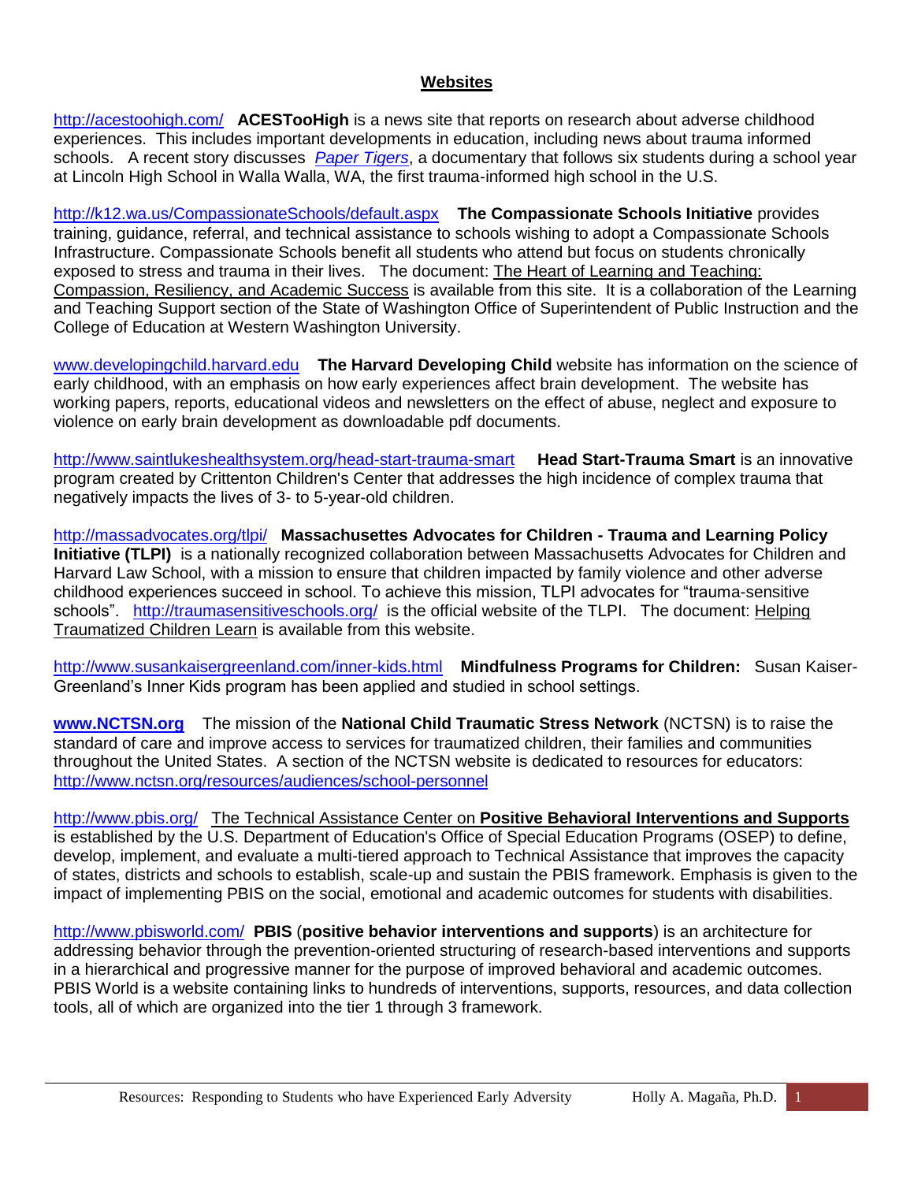## Websites

http://acestoohigh.com/ **ACESTooHigh** is a news site that reports on research about adverse childhood experiences. This includes important developments in education, including news about trauma informed schools. A recent story discusses *Paper Tigers*, a documentary that follows six students during a school year at Lincoln High School in Walla Walla, WA, the first trauma-informed high school in the U.S.

http://k12.wa.us/CompassionateSchools/default.aspx **The Compassionate Schools Initiative** provides training, guidance, referral, and technical assistance to schools wishing to adopt a Compassionate Schools Infrastructure. Compassionate Schools benefit all students who attend but focus on students chronically exposed to stress and trauma in their lives. The document: The Heart of Learning and Teaching: Compassion, Resiliency, and Academic Success is available from this site. It is a collaboration of the Learning and Teaching Support section of the State of Washington Office of Superintendent of Public Instruction and the College of Education at Western Washington University.

www.developingchild.harvard.edu **The Harvard Developing Child** website has information on the science of early childhood, with an emphasis on how early experiences affect brain development. The website has working papers, reports, educational videos and newsletters on the effect of abuse, neglect and exposure to violence on early brain development as downloadable pdf documents.

http://www.saintlukeshealthsystem.org/head-start-trauma-smart **Head Start-Trauma Smart** is an innovative program created by Crittenton Children's Center that addresses the high incidence of complex trauma that negatively impacts the lives of 3- to 5-year-old children.

http://massadvocates.org/tlpi/ **Massachusettes Advocates for Children - Trauma and Learning Policy Initiative (TLPI)** is a nationally recognized collaboration between Massachusetts Advocates for Children and Harvard Law School, with a mission to ensure that children impacted by family violence and other adverse childhood experiences succeed in school. To achieve this mission, TLPI advocates for "trauma-sensitive schools". http://traumasensitiveschools.org/ is the official website of the TLPI. The document: Helping Traumatized Children Learn is available from this website.

http://www.susankaisergreenland.com/inner-kids.html **Mindfulness Programs for Children:** Susan Kaiser-Greenland's Inner Kids program has been applied and studied in school settings.

**www.NCTSN.org** The mission of the **National Child Traumatic Stress Network** (NCTSN) is to raise the standard of care and improve access to services for traumatized children, their families and communities throughout the United States. A section of the NCTSN website is dedicated to resources for educators: http://www.nctsn.org/resources/audiences/school-personnel

http://www.pbis.org/ The Technical Assistance Center on **Positive Behavioral Interventions and Supports** is established by the U.S. Department of Education's Office of Special Education Programs (OSEP) to define, develop, implement, and evaluate a multi-tiered approach to Technical Assistance that improves the capacity of states, districts and schools to establish, scale-up and sustain the PBIS framework. Emphasis is given to the impact of implementing PBIS on the social, emotional and academic outcomes for students with disabilities.

http://www.pbisworld.com/ **PBIS** (**positive behavior interventions and supports**) is an architecture for addressing behavior through the prevention-oriented structuring of research-based interventions and supports in a hierarchical and progressive manner for the purpose of improved behavioral and academic outcomes. PBIS World is a website containing links to hundreds of interventions, supports, resources, and data collection tools, all of which are organized into the tier 1 through 3 framework.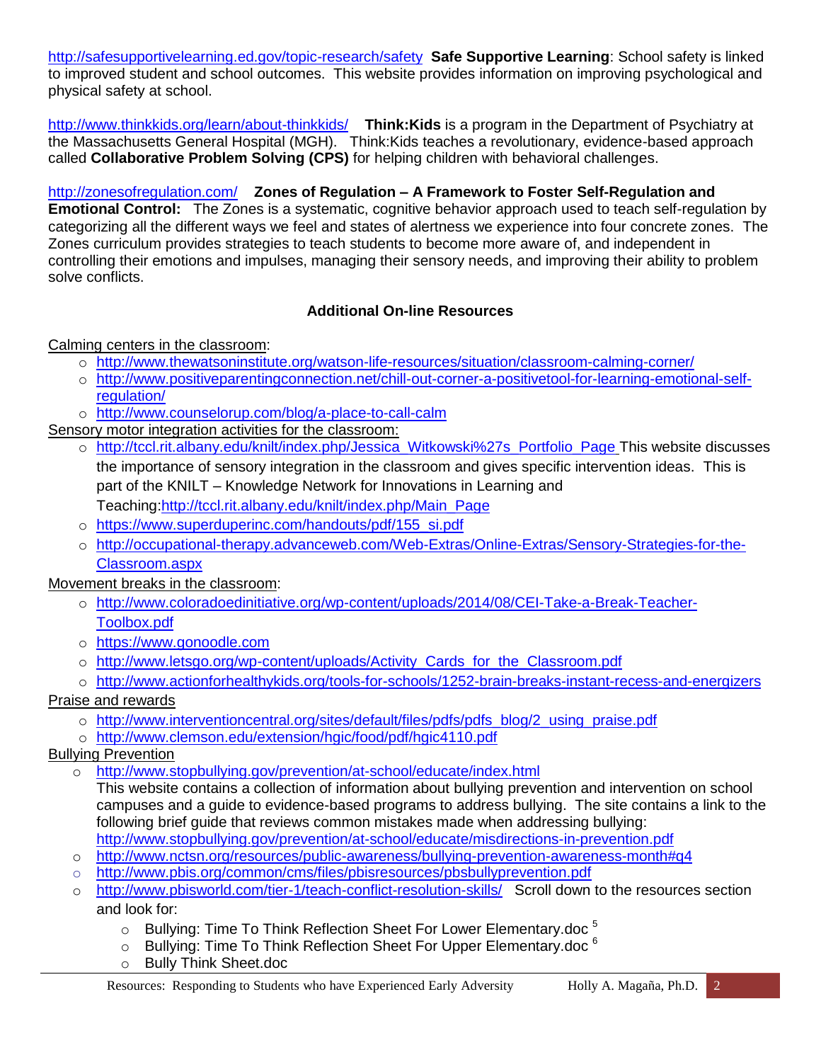http://safesupportivelearning.ed.gov/topic-research/safety **Safe Supportive Learning**: School safety is linked to improved student and school outcomes. This website provides information on improving psychological and physical safety at school.

http://www.thinkkids.org/learn/about-thinkkids/ **Think:Kids** is a program in the Department of Psychiatry at the Massachusetts General Hospital (MGH). Think:Kids teaches a revolutionary, evidence-based approach called **Collaborative Problem Solving (CPS)** for helping children with behavioral challenges.

http://zonesofregulation.com/ **Zones of Regulation – A Framework to Foster Self-Regulation and Emotional Control:** The Zones is a systematic, cognitive behavior approach used to teach self-regulation by categorizing all the different ways we feel and states of alertness we experience into four concrete zones. The Zones curriculum provides strategies to teach students to become more aware of, and independent in controlling their emotions and impulses, managing their sensory needs, and improving their ability to problem solve conflicts.

## Additional On-line Resources

Calming centers in the classroom:

- http://www.thewatsoninstitute.org/watson-life-resources/situation/classroom-calming-corner/
- http://www.positiveparentingconnection.net/chill-out-corner-a-positivetool-for-learning-emotional-self-regulation/
- http://www.counselorup.com/blog/a-place-to-call-calm

Sensory motor integration activities for the classroom:

- http://tccl.rit.albany.edu/knilt/index.php/Jessica_Witkowski%27s_Portfolio_Page This website discusses the importance of sensory integration in the classroom and gives specific intervention ideas. This is part of the KNILT – Knowledge Network for Innovations in Learning and Teaching:http://tccl.rit.albany.edu/knilt/index.php/Main_Page
- https://www.superduperinc.com/handouts/pdf/155_si.pdf
- http://occupational-therapy.advanceweb.com/Web-Extras/Online-Extras/Sensory-Strategies-for-the-Classroom.aspx

Movement breaks in the classroom:

- http://www.coloradoedinitiative.org/wp-content/uploads/2014/08/CEI-Take-a-Break-Teacher-Toolbox.pdf
- https://www.gonoodle.com
- http://www.letsgo.org/wp-content/uploads/Activity_Cards_for_the_Classroom.pdf
- http://www.actionforhealthykids.org/tools-for-schools/1252-brain-breaks-instant-recess-and-energizers

Praise and rewards

- http://www.interventioncentral.org/sites/default/files/pdfs/pdfs_blog/2_using_praise.pdf
- http://www.clemson.edu/extension/hgic/food/pdf/hgic4110.pdf

Bullying Prevention

- http://www.stopbullying.gov/prevention/at-school/educate/index.html
  This website contains a collection of information about bullying prevention and intervention on school campuses and a guide to evidence-based programs to address bullying. The site contains a link to the following brief guide that reviews common mistakes made when addressing bullying: http://www.stopbullying.gov/prevention/at-school/educate/misdirections-in-prevention.pdf
- http://www.nctsn.org/resources/public-awareness/bullying-prevention-awareness-month#q4
- http://www.pbis.org/common/cms/files/pbisresources/pbsbullyprevention.pdf
- http://www.pbisworld.com/tier-1/teach-conflict-resolution-skills/ Scroll down to the resources section and look for:
  - Bullying: Time To Think Reflection Sheet For Lower Elementary.doc [5]
  - Bullying: Time To Think Reflection Sheet For Upper Elementary.doc [6]
  - Bully Think Sheet.doc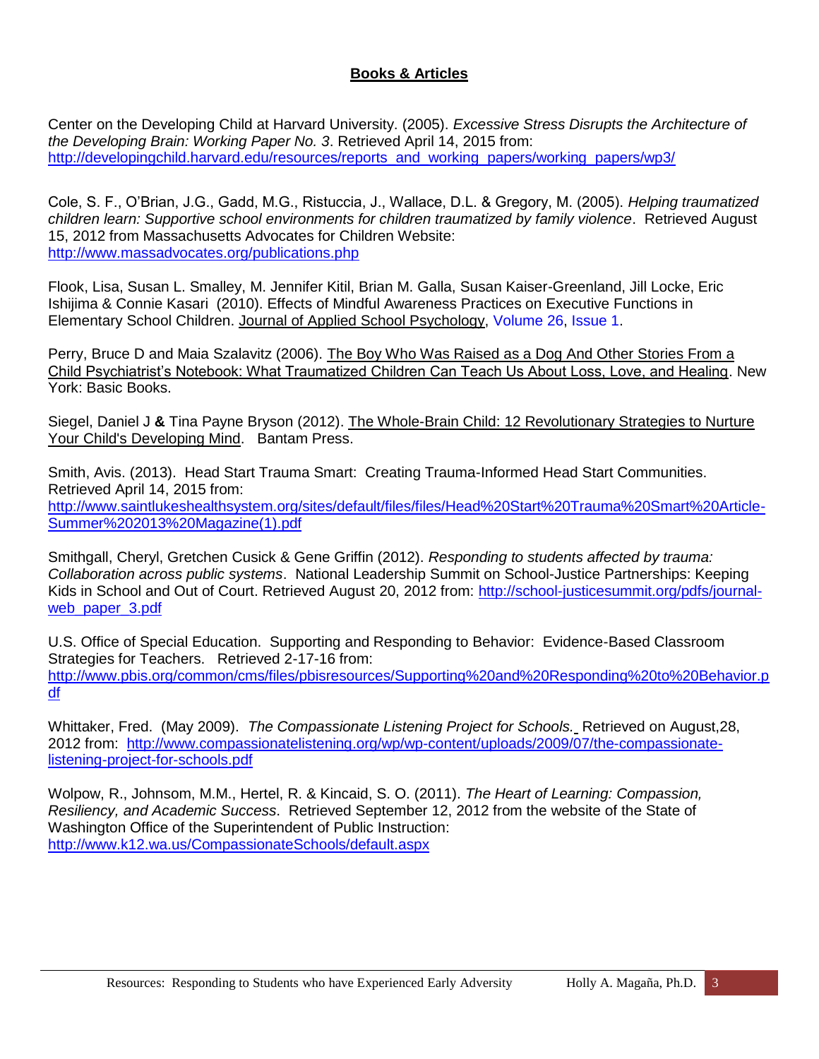## **Books & Articles**

Center on the Developing Child at Harvard University. (2005). *Excessive Stress Disrupts the Architecture of the Developing Brain: Working Paper No. 3*. Retrieved April 14, 2015 from: http://developingchild.harvard.edu/resources/reports_and_working_papers/working_papers/wp3/

Cole, S. F., O'Brian, J.G., Gadd, M.G., Ristuccia, J., Wallace, D.L. & Gregory, M. (2005). *Helping traumatized children learn: Supportive school environments for children traumatized by family violence*. Retrieved August 15, 2012 from Massachusetts Advocates for Children Website: http://www.massadvocates.org/publications.php

Flook, Lisa, Susan L. Smalley, M. Jennifer Kitil, Brian M. Galla, Susan Kaiser-Greenland, Jill Locke, Eric Ishijima & Connie Kasari (2010). Effects of Mindful Awareness Practices on Executive Functions in Elementary School Children. Journal of Applied School Psychology, Volume 26, Issue 1.

Perry, Bruce D and Maia Szalavitz (2006). The Boy Who Was Raised as a Dog And Other Stories From a Child Psychiatrist's Notebook: What Traumatized Children Can Teach Us About Loss, Love, and Healing. New York: Basic Books.

Siegel, Daniel J **&** Tina Payne Bryson (2012). The Whole-Brain Child: 12 Revolutionary Strategies to Nurture Your Child's Developing Mind. Bantam Press.

Smith, Avis. (2013). Head Start Trauma Smart: Creating Trauma-Informed Head Start Communities. Retrieved April 14, 2015 from: http://www.saintlukeshealthsystem.org/sites/default/files/files/Head%20Start%20Trauma%20Smart%20Article-Summer%202013%20Magazine(1).pdf

Smithgall, Cheryl, Gretchen Cusick & Gene Griffin (2012). *Responding to students affected by trauma: Collaboration across public systems*. National Leadership Summit on School-Justice Partnerships: Keeping Kids in School and Out of Court. Retrieved August 20, 2012 from: http://school-justicesummit.org/pdfs/journal-web_paper_3.pdf

U.S. Office of Special Education. Supporting and Responding to Behavior: Evidence-Based Classroom Strategies for Teachers. Retrieved 2-17-16 from: http://www.pbis.org/common/cms/files/pbisresources/Supporting%20and%20Responding%20to%20Behavior.pdf

Whittaker, Fred. (May 2009). *The Compassionate Listening Project for Schools.* Retrieved on August,28, 2012 from: http://www.compassionatelistening.org/wp/wp-content/uploads/2009/07/the-compassionate-listening-project-for-schools.pdf

Wolpow, R., Johnsom, M.M., Hertel, R. & Kincaid, S. O. (2011). *The Heart of Learning: Compassion, Resiliency, and Academic Success*. Retrieved September 12, 2012 from the website of the State of Washington Office of the Superintendent of Public Instruction: http://www.k12.wa.us/CompassionateSchools/default.aspx